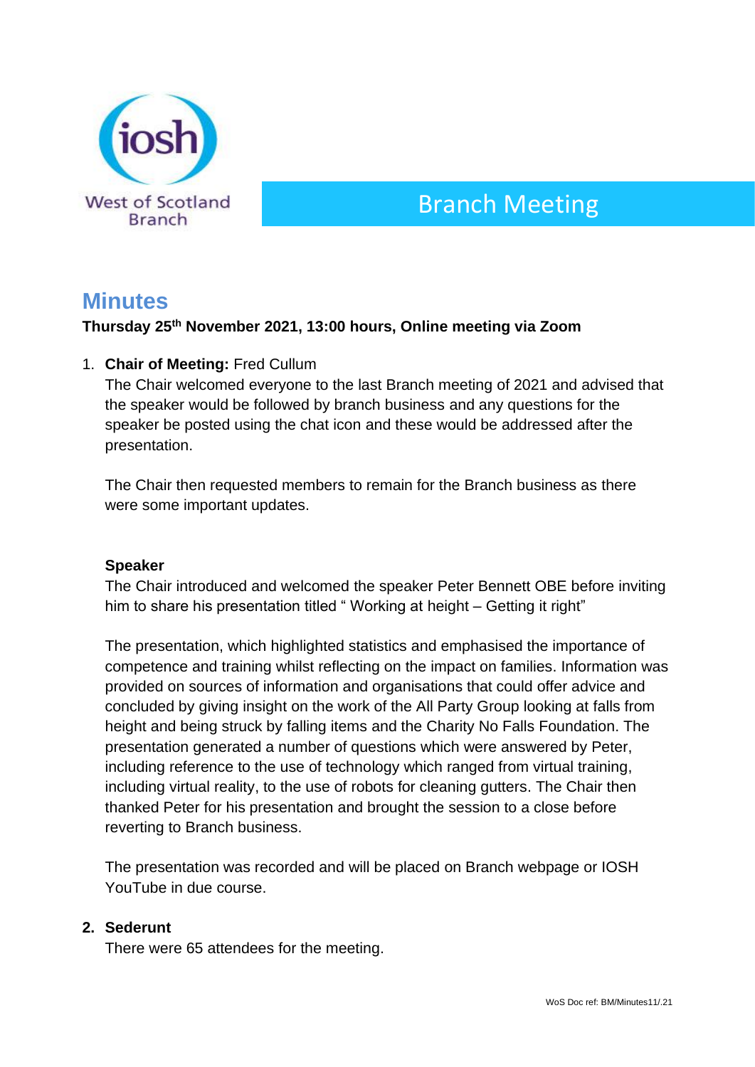iosh

West of Scotland Branch

# Branch Meeting

## Minutes

**Thursday 25th November 2021, 13:00 hours, Online meeting via Zoom**

1. **Chair of Meeting:** Fred Cullum

   The Chair welcomed everyone to the last Branch meeting of 2021 and advised that the speaker would be followed by branch business and any questions for the speaker be posted using the chat icon and these would be addressed after the presentation.

   The Chair then requested members to remain for the Branch business as there were some important updates.

   **Speaker**

   The Chair introduced and welcomed the speaker Peter Bennett OBE before inviting him to share his presentation titled " Working at height – Getting it right"

   The presentation, which highlighted statistics and emphasised the importance of competence and training whilst reflecting on the impact on families. Information was provided on sources of information and organisations that could offer advice and concluded by giving insight on the work of the All Party Group looking at falls from height and being struck by falling items and the Charity No Falls Foundation. The presentation generated a number of questions which were answered by Peter, including reference to the use of technology which ranged from virtual training, including virtual reality, to the use of robots for cleaning gutters. The Chair then thanked Peter for his presentation and brought the session to a close before reverting to Branch business.

   The presentation was recorded and will be placed on Branch webpage or IOSH YouTube in due course.

2. **Sederunt**

   There were 65 attendees for the meeting.

WoS Doc ref: BM/Minutes11/.21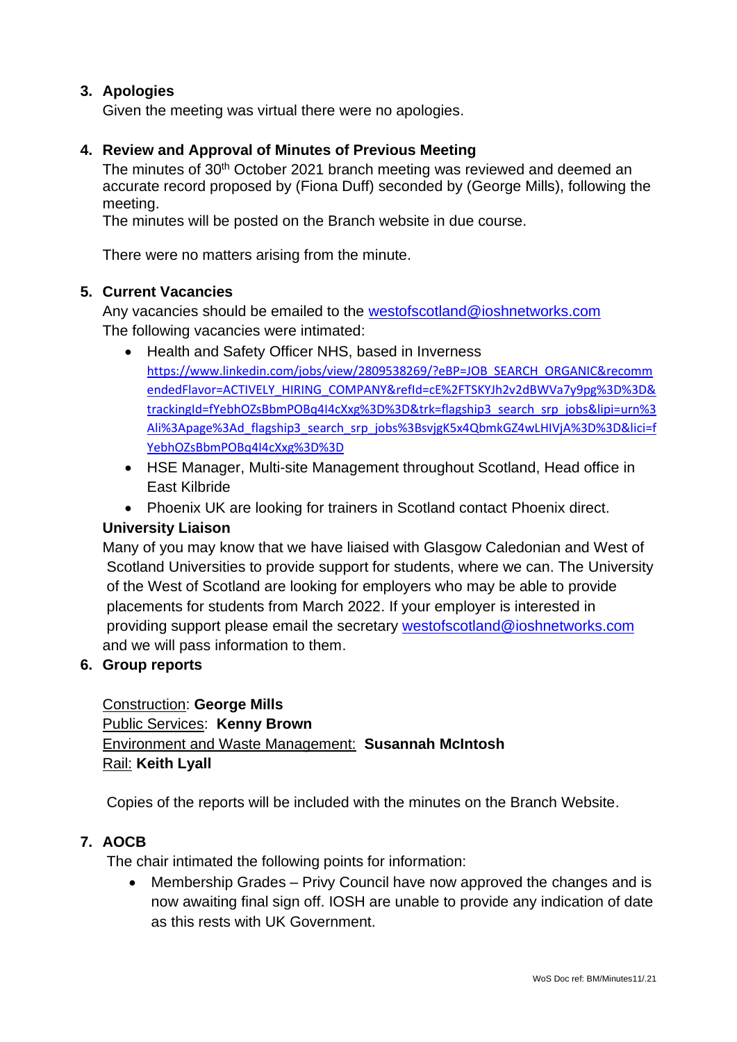3. **Apologies**
   Given the meeting was virtual there were no apologies.

4. **Review and Approval of Minutes of Previous Meeting**
   The minutes of 30th October 2021 branch meeting was reviewed and deemed an accurate record proposed by (Fiona Duff) seconded by (George Mills), following the meeting.
   The minutes will be posted on the Branch website in due course.

   There were no matters arising from the minute.

5. **Current Vacancies**
   Any vacancies should be emailed to the westofscotland@ioshnetworks.com
   The following vacancies were intimated:
   - Health and Safety Officer NHS, based in Inverness
     https://www.linkedin.com/jobs/view/2809538269/?eBP=JOB_SEARCH_ORGANIC&recommendedFlavor=ACTIVELY_HIRING_COMPANY&refId=cE%2FTSKYJh2v2dBWVa7y9pg%3D%3D&trackingId=fYebhOZsBbmPOBq4I4cXxg%3D%3D&trk=flagship3_search_srp_jobs&lipi=urn%3Ali%3Apage%3Ad_flagship3_search_srp_jobs%3BsvjgK5x4QbmkGZ4wLHIVjA%3D%3D&lici=fYebhOZsBbmPOBq4I4cXxg%3D%3D
   - HSE Manager, Multi-site Management throughout Scotland, Head office in East Kilbride
   - Phoenix UK are looking for trainers in Scotland contact Phoenix direct.

   **University Liaison**
   Many of you may know that we have liaised with Glasgow Caledonian and West of Scotland Universities to provide support for students, where we can. The University of the West of Scotland are looking for employers who may be able to provide placements for students from March 2022. If your employer is interested in providing support please email the secretary westofscotland@ioshnetworks.com and we will pass information to them.

6. **Group reports**

   Construction: **George Mills**
   Public Services: **Kenny Brown**
   Environment and Waste Management: **Susannah McIntosh**
   Rail: **Keith Lyall**

   Copies of the reports will be included with the minutes on the Branch Website.

7. **AOCB**
   The chair intimated the following points for information:
   - Membership Grades – Privy Council have now approved the changes and is now awaiting final sign off. IOSH are unable to provide any indication of date as this rests with UK Government.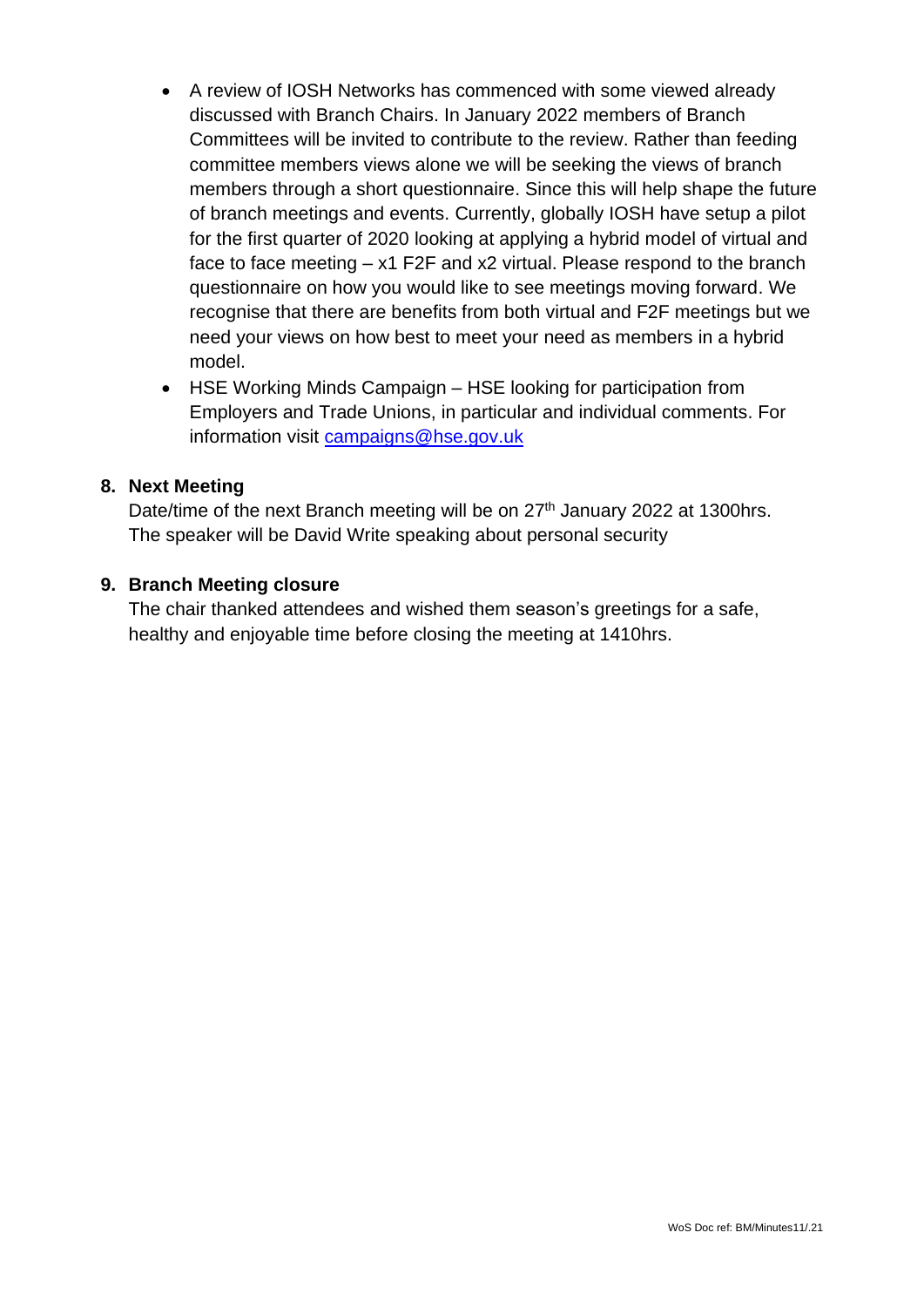- A review of IOSH Networks has commenced with some viewed already discussed with Branch Chairs. In January 2022 members of Branch Committees will be invited to contribute to the review. Rather than feeding committee members views alone we will be seeking the views of branch members through a short questionnaire. Since this will help shape the future of branch meetings and events. Currently, globally IOSH have setup a pilot for the first quarter of 2020 looking at applying a hybrid model of virtual and face to face meeting – x1 F2F and x2 virtual. Please respond to the branch questionnaire on how you would like to see meetings moving forward. We recognise that there are benefits from both virtual and F2F meetings but we need your views on how best to meet your need as members in a hybrid model.
- HSE Working Minds Campaign – HSE looking for participation from Employers and Trade Unions, in particular and individual comments. For information visit [campaigns@hse.gov.uk](mailto:campaigns@hse.gov.uk)

## 8. Next Meeting

Date/time of the next Branch meeting will be on 27th January 2022 at 1300hrs. The speaker will be David Write speaking about personal security

## 9. Branch Meeting closure

The chair thanked attendees and wished them season's greetings for a safe, healthy and enjoyable time before closing the meeting at 1410hrs.

WoS Doc ref: BM/Minutes11/.21